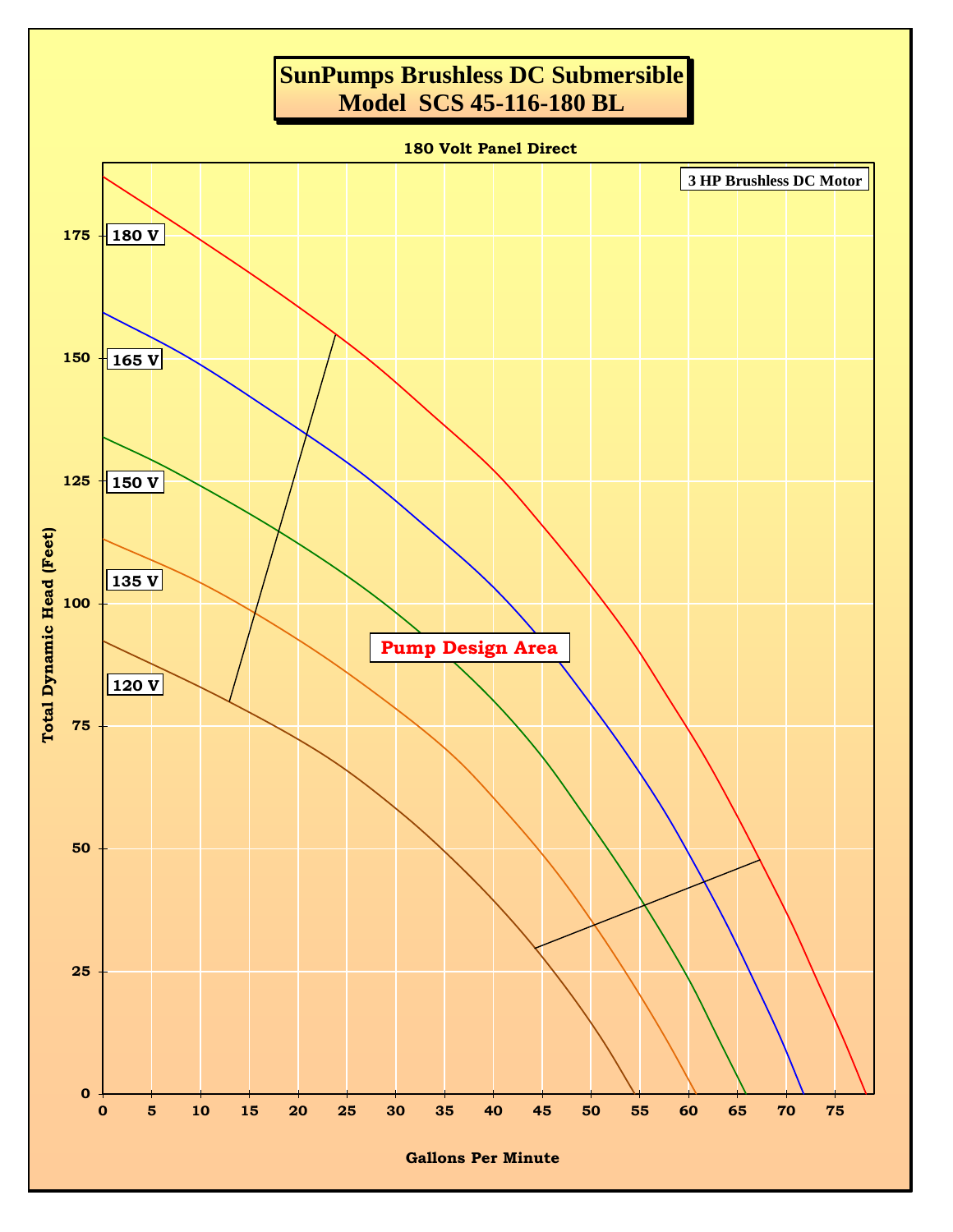# SunPumps Brushless DC Submersible
# Model SCS 45-116-180 BL

**180 Volt Panel Direct**

3 HP Brushless DC Motor

180 V

165 V

150 V

135 V

120 V

Pump Design Area

Total Dynamic Head (Feet)

Gallons Per Minute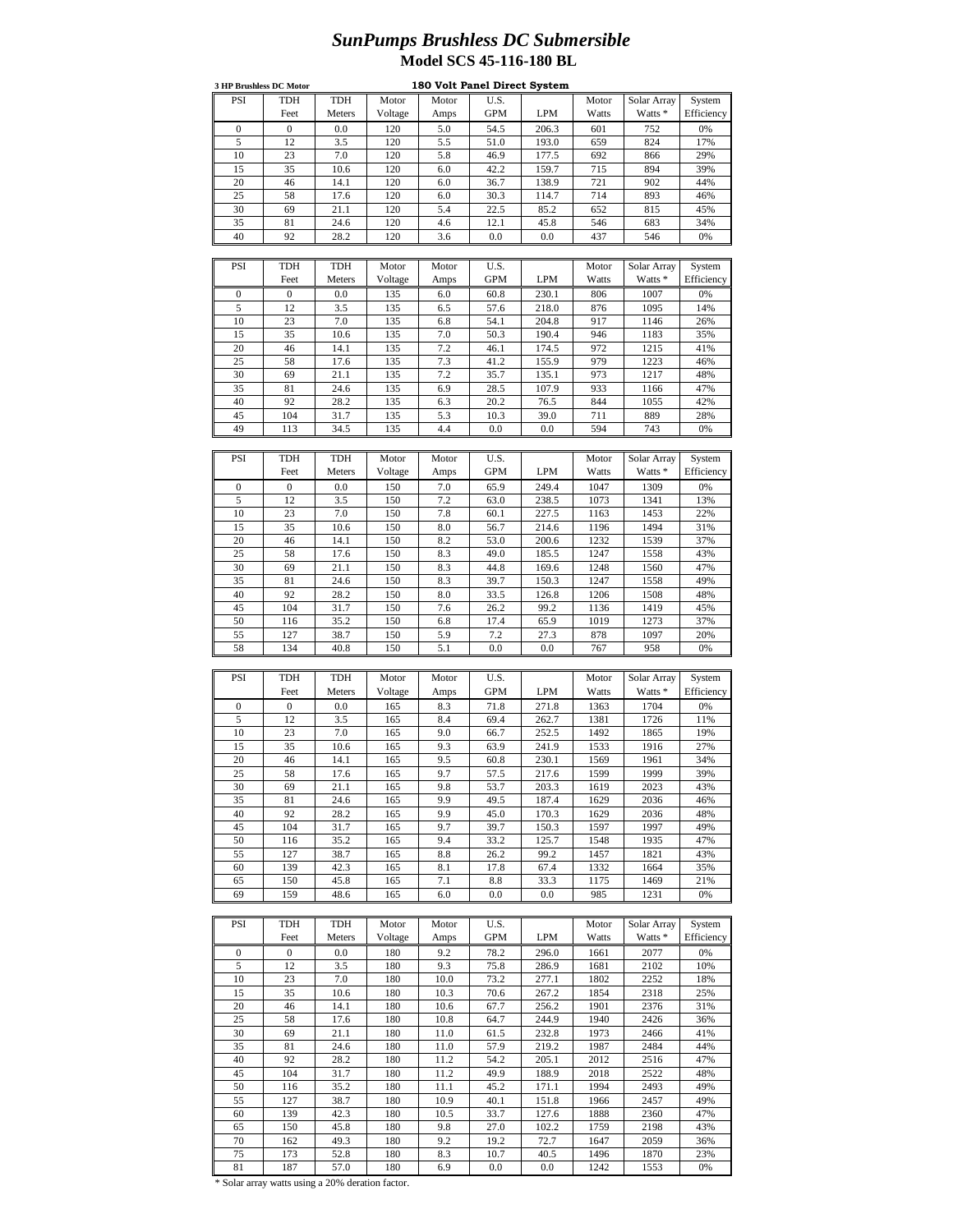# *SunPumps Brushless DC Submersible*

## Model SCS 45-116-180 BL

**3 HP Brushless DC Motor** **180 Volt Panel Direct System**

| PSI | TDH Feet | TDH Meters | Motor Voltage | Motor Amps | U.S. GPM | LPM | Motor Watts | Solar Array Watts * | System Efficiency |
|---|---|---|---|---|---|---|---|---|---|
| 0 | 0 | 0.0 | 120 | 5.0 | 54.5 | 206.3 | 601 | 752 | 0% |
| 5 | 12 | 3.5 | 120 | 5.5 | 51.0 | 193.0 | 659 | 824 | 17% |
| 10 | 23 | 7.0 | 120 | 5.8 | 46.9 | 177.5 | 692 | 866 | 29% |
| 15 | 35 | 10.6 | 120 | 6.0 | 42.2 | 159.7 | 715 | 894 | 39% |
| 20 | 46 | 14.1 | 120 | 6.0 | 36.7 | 138.9 | 721 | 902 | 44% |
| 25 | 58 | 17.6 | 120 | 6.0 | 30.3 | 114.7 | 714 | 893 | 46% |
| 30 | 69 | 21.1 | 120 | 5.4 | 22.5 | 85.2 | 652 | 815 | 45% |
| 35 | 81 | 24.6 | 120 | 4.6 | 12.1 | 45.8 | 546 | 683 | 34% |
| 40 | 92 | 28.2 | 120 | 3.6 | 0.0 | 0.0 | 437 | 546 | 0% |

| PSI | TDH Feet | TDH Meters | Motor Voltage | Motor Amps | U.S. GPM | LPM | Motor Watts | Solar Array Watts * | System Efficiency |
|---|---|---|---|---|---|---|---|---|---|
| 0 | 0 | 0.0 | 135 | 6.0 | 60.8 | 230.1 | 806 | 1007 | 0% |
| 5 | 12 | 3.5 | 135 | 6.5 | 57.6 | 218.0 | 876 | 1095 | 14% |
| 10 | 23 | 7.0 | 135 | 6.8 | 54.1 | 204.8 | 917 | 1146 | 26% |
| 15 | 35 | 10.6 | 135 | 7.0 | 50.3 | 190.4 | 946 | 1183 | 35% |
| 20 | 46 | 14.1 | 135 | 7.2 | 46.1 | 174.5 | 972 | 1215 | 41% |
| 25 | 58 | 17.6 | 135 | 7.3 | 41.2 | 155.9 | 979 | 1223 | 46% |
| 30 | 69 | 21.1 | 135 | 7.2 | 35.7 | 135.1 | 973 | 1217 | 48% |
| 35 | 81 | 24.6 | 135 | 6.9 | 28.5 | 107.9 | 933 | 1166 | 47% |
| 40 | 92 | 28.2 | 135 | 6.3 | 20.2 | 76.5 | 844 | 1055 | 42% |
| 45 | 104 | 31.7 | 135 | 5.3 | 10.3 | 39.0 | 711 | 889 | 28% |
| 49 | 113 | 34.5 | 135 | 4.4 | 0.0 | 0.0 | 594 | 743 | 0% |

| PSI | TDH Feet | TDH Meters | Motor Voltage | Motor Amps | U.S. GPM | LPM | Motor Watts | Solar Array Watts * | System Efficiency |
|---|---|---|---|---|---|---|---|---|---|
| 0 | 0 | 0.0 | 150 | 7.0 | 65.9 | 249.4 | 1047 | 1309 | 0% |
| 5 | 12 | 3.5 | 150 | 7.2 | 63.0 | 238.5 | 1073 | 1341 | 13% |
| 10 | 23 | 7.0 | 150 | 7.8 | 60.1 | 227.5 | 1163 | 1453 | 22% |
| 15 | 35 | 10.6 | 150 | 8.0 | 56.7 | 214.6 | 1196 | 1494 | 31% |
| 20 | 46 | 14.1 | 150 | 8.2 | 53.0 | 200.6 | 1232 | 1539 | 37% |
| 25 | 58 | 17.6 | 150 | 8.3 | 49.0 | 185.5 | 1247 | 1558 | 43% |
| 30 | 69 | 21.1 | 150 | 8.3 | 44.8 | 169.6 | 1248 | 1560 | 47% |
| 35 | 81 | 24.6 | 150 | 8.3 | 39.7 | 150.3 | 1247 | 1558 | 49% |
| 40 | 92 | 28.2 | 150 | 8.0 | 33.5 | 126.8 | 1206 | 1508 | 48% |
| 45 | 104 | 31.7 | 150 | 7.6 | 26.2 | 99.2 | 1136 | 1419 | 45% |
| 50 | 116 | 35.2 | 150 | 6.8 | 17.4 | 65.9 | 1019 | 1273 | 37% |
| 55 | 127 | 38.7 | 150 | 5.9 | 7.2 | 27.3 | 878 | 1097 | 20% |
| 58 | 134 | 40.8 | 150 | 5.1 | 0.0 | 0.0 | 767 | 958 | 0% |

| PSI | TDH Feet | TDH Meters | Motor Voltage | Motor Amps | U.S. GPM | LPM | Motor Watts | Solar Array Watts * | System Efficiency |
|---|---|---|---|---|---|---|---|---|---|
| 0 | 0 | 0.0 | 165 | 8.3 | 71.8 | 271.8 | 1363 | 1704 | 0% |
| 5 | 12 | 3.5 | 165 | 8.4 | 69.4 | 262.7 | 1381 | 1726 | 11% |
| 10 | 23 | 7.0 | 165 | 9.0 | 66.7 | 252.5 | 1492 | 1865 | 19% |
| 15 | 35 | 10.6 | 165 | 9.3 | 63.9 | 241.9 | 1533 | 1916 | 27% |
| 20 | 46 | 14.1 | 165 | 9.5 | 60.8 | 230.1 | 1569 | 1961 | 34% |
| 25 | 58 | 17.6 | 165 | 9.7 | 57.5 | 217.6 | 1599 | 1999 | 39% |
| 30 | 69 | 21.1 | 165 | 9.8 | 53.7 | 203.3 | 1619 | 2023 | 43% |
| 35 | 81 | 24.6 | 165 | 9.9 | 49.5 | 187.4 | 1629 | 2036 | 46% |
| 40 | 92 | 28.2 | 165 | 9.9 | 45.0 | 170.3 | 1629 | 2036 | 48% |
| 45 | 104 | 31.7 | 165 | 9.7 | 39.7 | 150.3 | 1597 | 1997 | 49% |
| 50 | 116 | 35.2 | 165 | 9.4 | 33.2 | 125.7 | 1548 | 1935 | 47% |
| 55 | 127 | 38.7 | 165 | 8.8 | 26.2 | 99.2 | 1457 | 1821 | 43% |
| 60 | 139 | 42.3 | 165 | 8.1 | 17.8 | 67.4 | 1332 | 1664 | 35% |
| 65 | 150 | 45.8 | 165 | 7.1 | 8.8 | 33.3 | 1175 | 1469 | 21% |
| 69 | 159 | 48.6 | 165 | 6.0 | 0.0 | 0.0 | 985 | 1231 | 0% |

| PSI | TDH Feet | TDH Meters | Motor Voltage | Motor Amps | U.S. GPM | LPM | Motor Watts | Solar Array Watts * | System Efficiency |
|---|---|---|---|---|---|---|---|---|---|
| 0 | 0 | 0.0 | 180 | 9.2 | 78.2 | 296.0 | 1661 | 2077 | 0% |
| 5 | 12 | 3.5 | 180 | 9.3 | 75.8 | 286.9 | 1681 | 2102 | 10% |
| 10 | 23 | 7.0 | 180 | 10.0 | 73.2 | 277.1 | 1802 | 2252 | 18% |
| 15 | 35 | 10.6 | 180 | 10.3 | 70.6 | 267.2 | 1854 | 2318 | 25% |
| 20 | 46 | 14.1 | 180 | 10.6 | 67.7 | 256.2 | 1901 | 2376 | 31% |
| 25 | 58 | 17.6 | 180 | 10.8 | 64.7 | 244.9 | 1940 | 2426 | 36% |
| 30 | 69 | 21.1 | 180 | 11.0 | 61.5 | 232.8 | 1973 | 2466 | 41% |
| 35 | 81 | 24.6 | 180 | 11.0 | 57.9 | 219.2 | 1987 | 2484 | 44% |
| 40 | 92 | 28.2 | 180 | 11.2 | 54.2 | 205.1 | 2012 | 2516 | 47% |
| 45 | 104 | 31.7 | 180 | 11.2 | 49.9 | 188.9 | 2018 | 2522 | 48% |
| 50 | 116 | 35.2 | 180 | 11.1 | 45.2 | 171.1 | 1994 | 2493 | 49% |
| 55 | 127 | 38.7 | 180 | 10.9 | 40.1 | 151.8 | 1966 | 2457 | 49% |
| 60 | 139 | 42.3 | 180 | 10.5 | 33.7 | 127.6 | 1888 | 2360 | 47% |
| 65 | 150 | 45.8 | 180 | 9.8 | 27.0 | 102.2 | 1759 | 2198 | 43% |
| 70 | 162 | 49.3 | 180 | 9.2 | 19.2 | 72.7 | 1647 | 2059 | 36% |
| 75 | 173 | 52.8 | 180 | 8.3 | 10.7 | 40.5 | 1496 | 1870 | 23% |
| 81 | 187 | 57.0 | 180 | 6.9 | 0.0 | 0.0 | 1242 | 1553 | 0% |

* Solar array watts using a 20% deration factor.